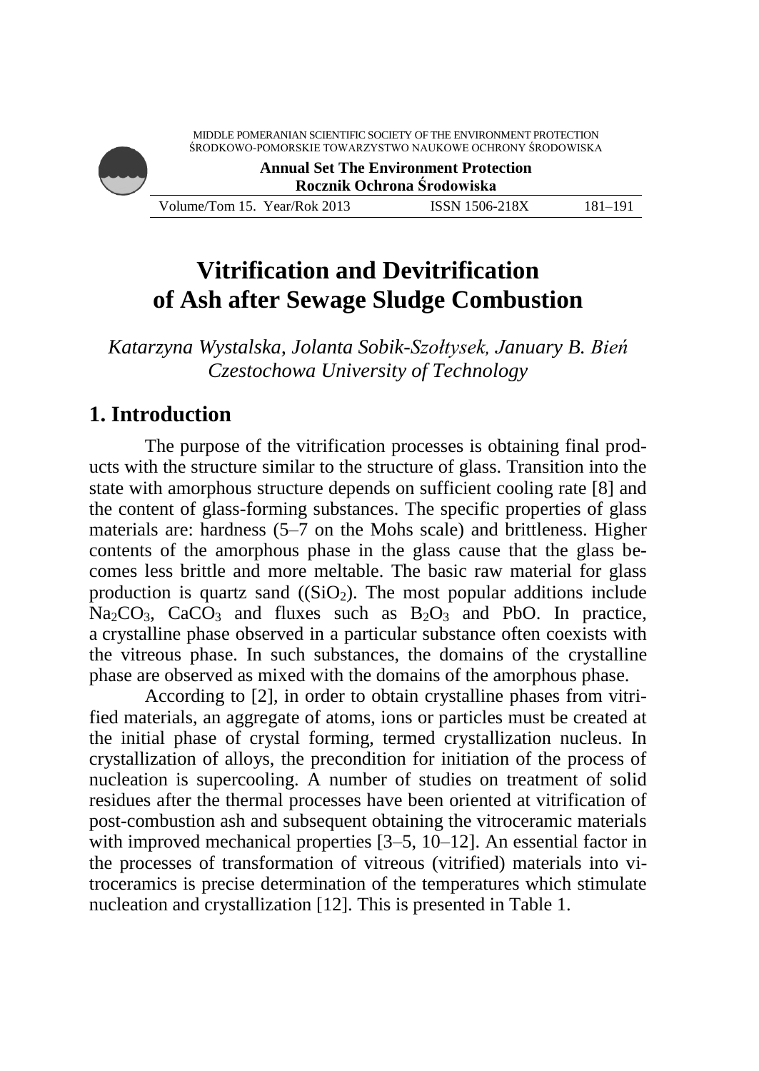MIDDLE POMERANIAN SCIENTIFIC SOCIETY OF THE ENVIRONMENT PROTECTION
ŚRODKOWO-POMORSKIE TOWARZYSTWO NAUKOWE OCHRONY ŚRODOWISKA

**Annual Set The Environment Protection**
**Rocznik Ochrona Środowiska**

# Vitrification and Devitrification of Ash after Sewage Sludge Combustion

*Katarzyna Wystalska, Jolanta Sobik-Szołtysek, January B. Bień*
*Czestochowa University of Technology*

## 1. Introduction

The purpose of the vitrification processes is obtaining final products with the structure similar to the structure of glass. Transition into the state with amorphous structure depends on sufficient cooling rate [8] and the content of glass-forming substances. The specific properties of glass materials are: hardness (5–7 on the Mohs scale) and brittleness. Higher contents of the amorphous phase in the glass cause that the glass becomes less brittle and more meltable. The basic raw material for glass production is quartz sand (($SiO_2$). The most popular additions include $Na_2CO_3$, $CaCO_3$ and fluxes such as $B_2O_3$ and PbO. In practice, a crystalline phase observed in a particular substance often coexists with the vitreous phase. In such substances, the domains of the crystalline phase are observed as mixed with the domains of the amorphous phase.

According to [2], in order to obtain crystalline phases from vitrified materials, an aggregate of atoms, ions or particles must be created at the initial phase of crystal forming, termed crystallization nucleus. In crystallization of alloys, the precondition for initiation of the process of nucleation is supercooling. A number of studies on treatment of solid residues after the thermal processes have been oriented at vitrification of post-combustion ash and subsequent obtaining the vitroceramic materials with improved mechanical properties [3–5, 10–12]. An essential factor in the processes of transformation of vitreous (vitrified) materials into vitroceramics is precise determination of the temperatures which stimulate nucleation and crystallization [12]. This is presented in Table 1.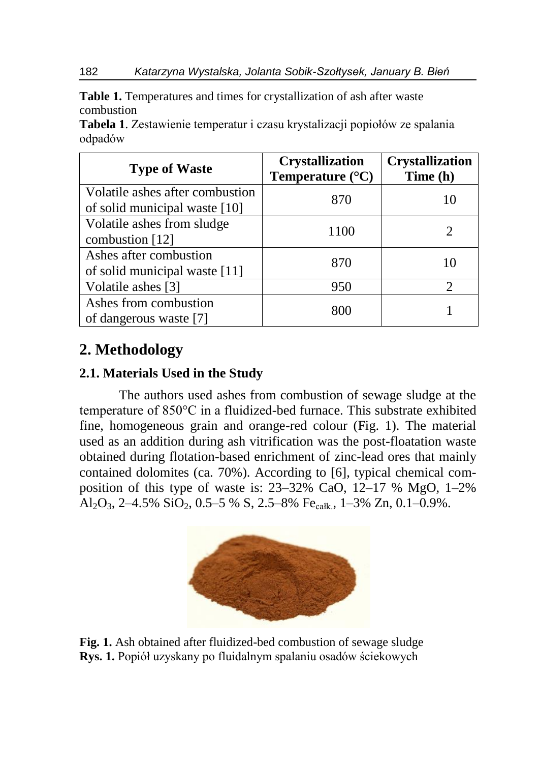**Table 1.** Temperatures and times for crystallization of ash after waste combustion

**Tabela 1**. Zestawienie temperatur i czasu krystalizacji popiołów ze spalania odpadów

| Type of Waste | Crystallization Temperature (°C) | Crystallization Time (h) |
|---|---|---|
| Volatile ashes after combustion of solid municipal waste [10] | 870 | 10 |
| Volatile ashes from sludge combustion [12] | 1100 | 2 |
| Ashes after combustion of solid municipal waste [11] | 870 | 10 |
| Volatile ashes [3] | 950 | 2 |
| Ashes from combustion of dangerous waste [7] | 800 | 1 |

## 2. Methodology

### 2.1. Materials Used in the Study

The authors used ashes from combustion of sewage sludge at the temperature of 850°C in a fluidized-bed furnace. This substrate exhibited fine, homogeneous grain and orange-red colour (Fig. 1). The material used as an addition during ash vitrification was the post-floatation waste obtained during flotation-based enrichment of zinc-lead ores that mainly contained dolomites (ca. 70%). According to [6], typical chemical composition of this type of waste is: 23–32% CaO, 12–17 % MgO, 1–2% $Al_2O_3$, 2–4.5% $SiO_2$, 0.5–5 % S, 2.5–8% $Fe_{całk.}$, 1–3% Zn, 0.1–0.9%.

**Fig. 1.** Ash obtained after fluidized-bed combustion of sewage sludge

**Rys. 1.** Popiół uzyskany po fluidalnym spalaniu osadów ściekowych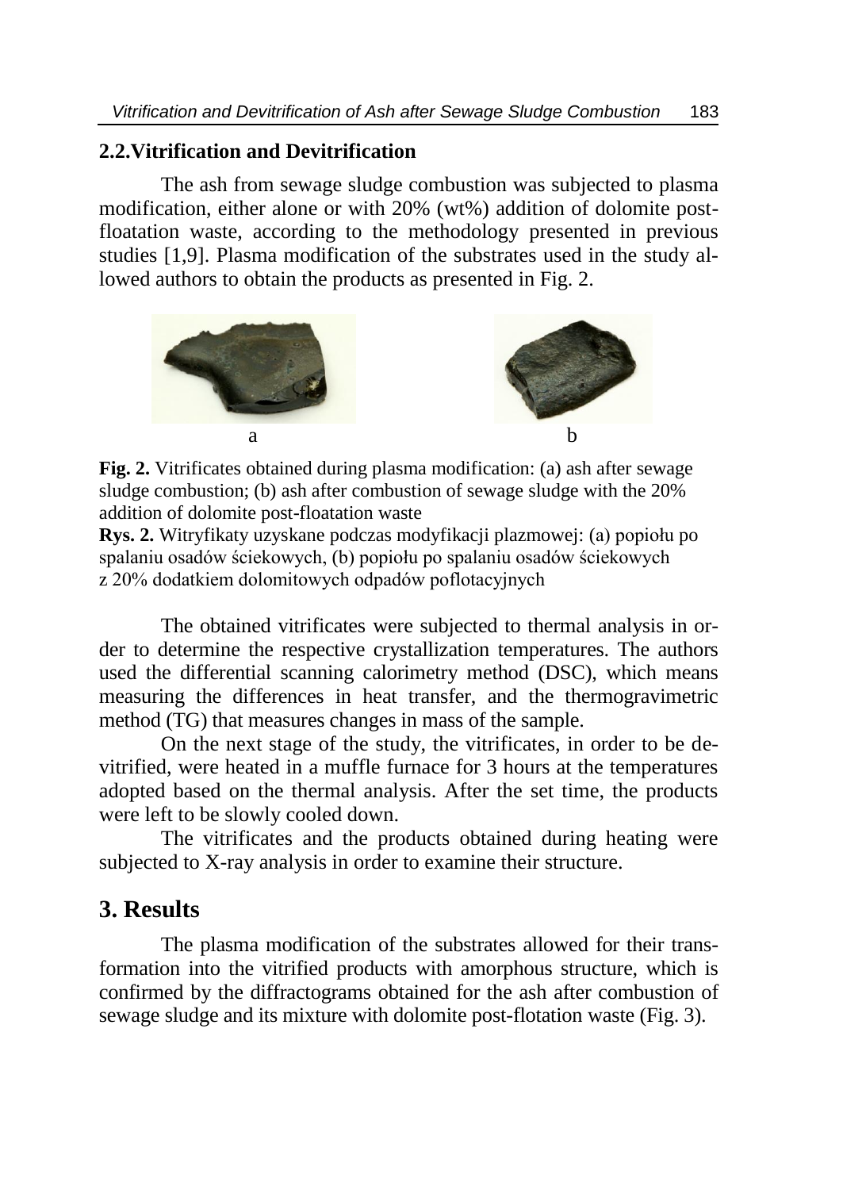## 2.2. Vitrification and Devitrification

The ash from sewage sludge combustion was subjected to plasma modification, either alone or with 20% (wt%) addition of dolomite post-floatation waste, according to the methodology presented in previous studies [1,9]. Plasma modification of the substrates used in the study allowed authors to obtain the products as presented in Fig. 2.

a b

**Fig. 2.** Vitrificates obtained during plasma modification: (a) ash after sewage sludge combustion; (b) ash after combustion of sewage sludge with the 20% addition of dolomite post-floatation waste

**Rys. 2.** Witryfikaty uzyskane podczas modyfikacji plazmowej: (a) popiołu po spalaniu osadów ściekowych, (b) popiołu po spalaniu osadów ściekowych z 20% dodatkiem dolomitowych odpadów poflotacyjnych

The obtained vitrificates were subjected to thermal analysis in order to determine the respective crystallization temperatures. The authors used the differential scanning calorimetry method (DSC), which means measuring the differences in heat transfer, and the thermogravimetric method (TG) that measures changes in mass of the sample.

On the next stage of the study, the vitrificates, in order to be devitrified, were heated in a muffle furnace for 3 hours at the temperatures adopted based on the thermal analysis. After the set time, the products were left to be slowly cooled down.

The vitrificates and the products obtained during heating were subjected to X-ray analysis in order to examine their structure.

# 3. Results

The plasma modification of the substrates allowed for their transformation into the vitrified products with amorphous structure, which is confirmed by the diffractograms obtained for the ash after combustion of sewage sludge and its mixture with dolomite post-flotation waste (Fig. 3).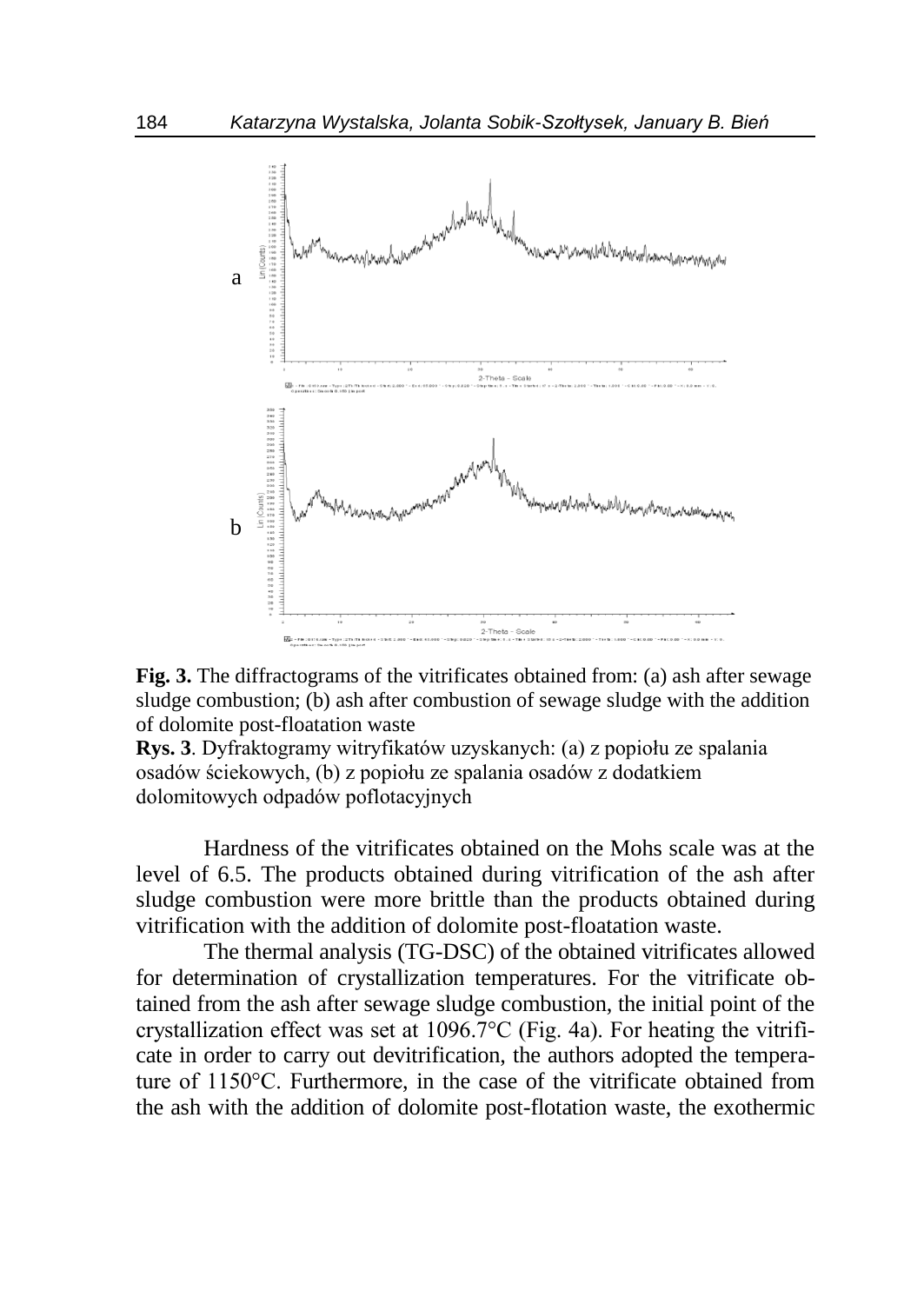**Fig. 3.** The diffractograms of the vitrificates obtained from: (a) ash after sewage sludge combustion; (b) ash after combustion of sewage sludge with the addition of dolomite post-floatation waste

**Rys. 3**. Dyfraktogramy witryfikatów uzyskanych: (a) z popiołu ze spalania osadów ściekowych, (b) z popiołu ze spalania osadów z dodatkiem dolomitowych odpadów poflotacyjnych

Hardness of the vitrificates obtained on the Mohs scale was at the level of 6.5. The products obtained during vitrification of the ash after sludge combustion were more brittle than the products obtained during vitrification with the addition of dolomite post-floatation waste.

The thermal analysis (TG-DSC) of the obtained vitrificates allowed for determination of crystallization temperatures. For the vitrificate obtained from the ash after sewage sludge combustion, the initial point of the crystallization effect was set at 1096.7°C (Fig. 4a). For heating the vitrificate in order to carry out devitrification, the authors adopted the temperature of 1150°C. Furthermore, in the case of the vitrificate obtained from the ash with the addition of dolomite post-flotation waste, the exothermic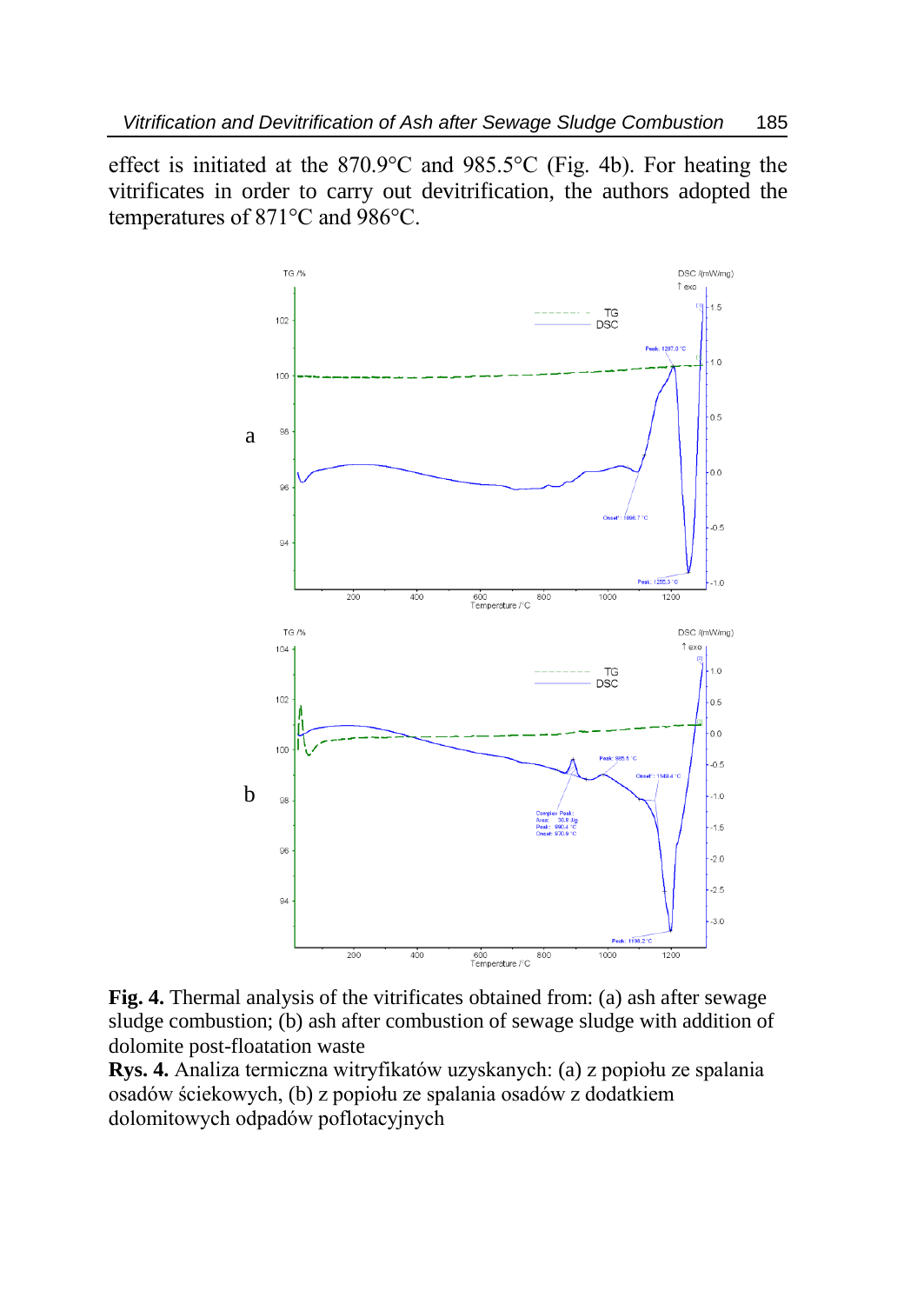effect is initiated at the 870.9°C and 985.5°C (Fig. 4b). For heating the vitrificates in order to carry out devitrification, the authors adopted the temperatures of 871°C and 986°C.

**Fig. 4.** Thermal analysis of the vitrificates obtained from: (a) ash after sewage sludge combustion; (b) ash after combustion of sewage sludge with addition of dolomite post-floatation waste

**Rys. 4.** Analiza termiczna witryfikatów uzyskanych: (a) z popiołu ze spalania osadów ściekowych, (b) z popiołu ze spalania osadów z dodatkiem dolomitowych odpadów poflotacyjnych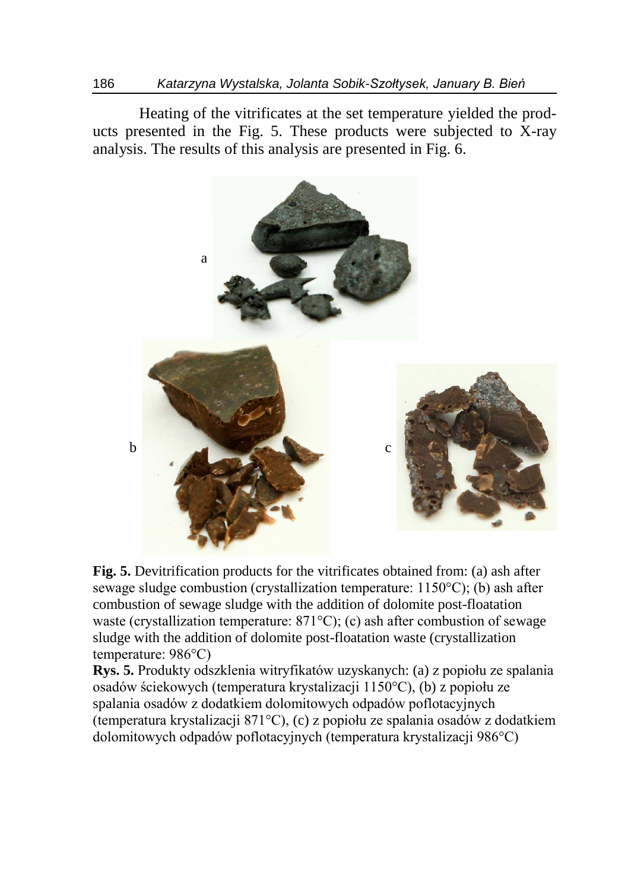Heating of the vitrificates at the set temperature yielded the products presented in the Fig. 5. These products were subjected to X-ray analysis. The results of this analysis are presented in Fig. 6.

**Fig. 5.** Devitrification products for the vitrificates obtained from: (a) ash after sewage sludge combustion (crystallization temperature: 1150°C); (b) ash after combustion of sewage sludge with the addition of dolomite post-floatation waste (crystallization temperature: 871°C); (c) ash after combustion of sewage sludge with the addition of dolomite post-floatation waste (crystallization temperature: 986°C)

**Rys. 5.** Produkty odszklenia witryfikatów uzyskanych: (a) z popiołu ze spalania osadów ściekowych (temperatura krystalizacji 1150°C), (b) z popiołu ze spalania osadów z dodatkiem dolomitowych odpadów poflotacyjnych (temperatura krystalizacji 871°C), (c) z popiołu ze spalania osadów z dodatkiem dolomitowych odpadów poflotacyjnych (temperatura krystalizacji 986°C)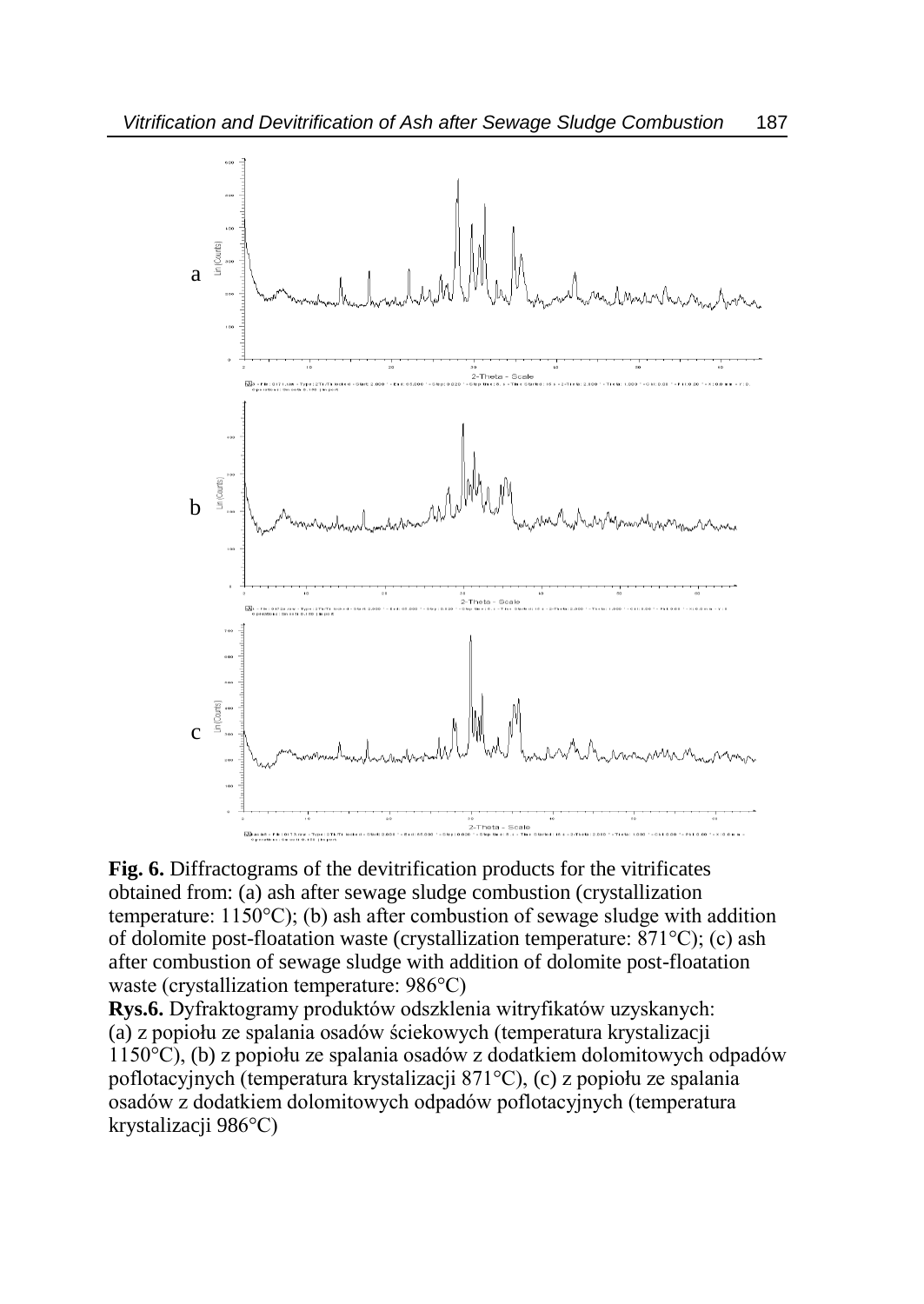**Fig. 6.** Diffractograms of the devitrification products for the vitrificates obtained from: (a) ash after sewage sludge combustion (crystallization temperature: 1150°C); (b) ash after combustion of sewage sludge with addition of dolomite post-floatation waste (crystallization temperature: 871°C); (c) ash after combustion of sewage sludge with addition of dolomite post-floatation waste (crystallization temperature: 986°C)

**Rys.6.** Dyfraktogramy produktów odszklenia witryfikatów uzyskanych: (a) z popiołu ze spalania osadów ściekowych (temperatura krystalizacji 1150°C), (b) z popiołu ze spalania osadów z dodatkiem dolomitowych odpadów poflotacyjnych (temperatura krystalizacji 871°C), (c) z popiołu ze spalania osadów z dodatkiem dolomitowych odpadów poflotacyjnych (temperatura krystalizacji 986°C)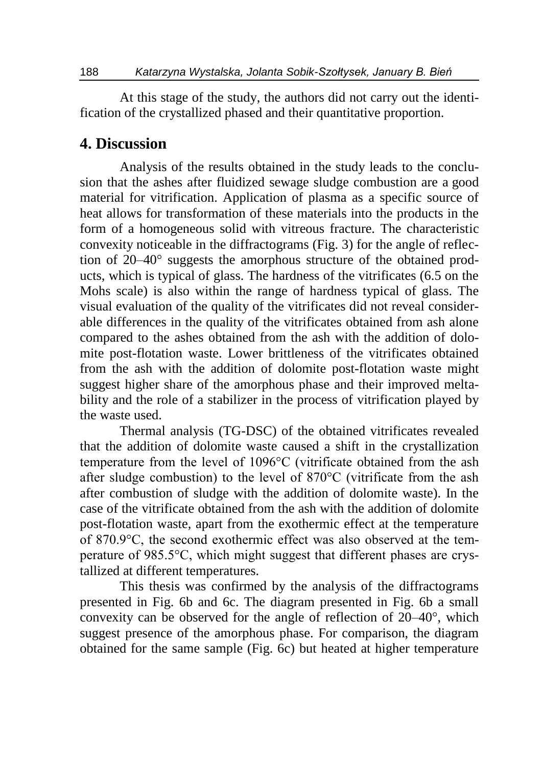At this stage of the study, the authors did not carry out the identification of the crystallized phased and their quantitative proportion.

## 4. Discussion

Analysis of the results obtained in the study leads to the conclusion that the ashes after fluidized sewage sludge combustion are a good material for vitrification. Application of plasma as a specific source of heat allows for transformation of these materials into the products in the form of a homogeneous solid with vitreous fracture. The characteristic convexity noticeable in the diffractograms (Fig. 3) for the angle of reflection of 20–40° suggests the amorphous structure of the obtained products, which is typical of glass. The hardness of the vitrificates (6.5 on the Mohs scale) is also within the range of hardness typical of glass. The visual evaluation of the quality of the vitrificates did not reveal considerable differences in the quality of the vitrificates obtained from ash alone compared to the ashes obtained from the ash with the addition of dolomite post-flotation waste. Lower brittleness of the vitrificates obtained from the ash with the addition of dolomite post-flotation waste might suggest higher share of the amorphous phase and their improved meltability and the role of a stabilizer in the process of vitrification played by the waste used.

Thermal analysis (TG-DSC) of the obtained vitrificates revealed that the addition of dolomite waste caused a shift in the crystallization temperature from the level of 1096°C (vitrificate obtained from the ash after sludge combustion) to the level of 870°C (vitrificate from the ash after combustion of sludge with the addition of dolomite waste). In the case of the vitrificate obtained from the ash with the addition of dolomite post-flotation waste, apart from the exothermic effect at the temperature of 870.9°C, the second exothermic effect was also observed at the temperature of 985.5°C, which might suggest that different phases are crystallized at different temperatures.

This thesis was confirmed by the analysis of the diffractograms presented in Fig. 6b and 6c. The diagram presented in Fig. 6b a small convexity can be observed for the angle of reflection of 20–40°, which suggest presence of the amorphous phase. For comparison, the diagram obtained for the same sample (Fig. 6c) but heated at higher temperature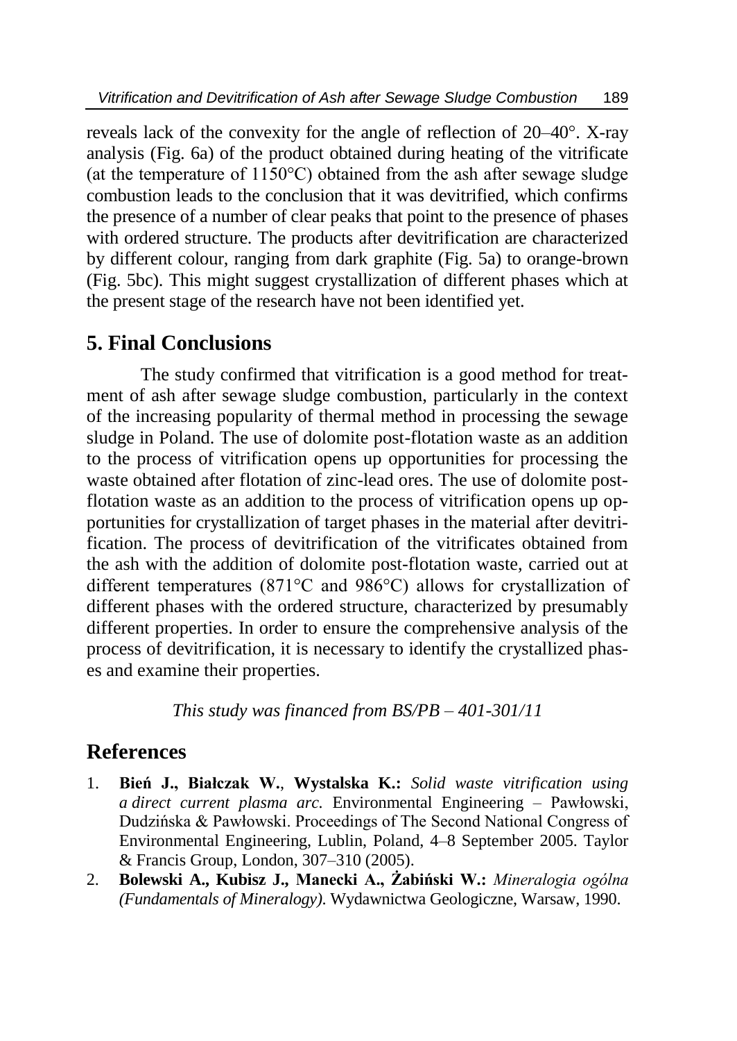reveals lack of the convexity for the angle of reflection of 20–40°. X-ray analysis (Fig. 6a) of the product obtained during heating of the vitrificate (at the temperature of 1150°C) obtained from the ash after sewage sludge combustion leads to the conclusion that it was devitrified, which confirms the presence of a number of clear peaks that point to the presence of phases with ordered structure. The products after devitrification are characterized by different colour, ranging from dark graphite (Fig. 5a) to orange-brown (Fig. 5bc). This might suggest crystallization of different phases which at the present stage of the research have not been identified yet.

## 5. Final Conclusions

The study confirmed that vitrification is a good method for treatment of ash after sewage sludge combustion, particularly in the context of the increasing popularity of thermal method in processing the sewage sludge in Poland. The use of dolomite post-flotation waste as an addition to the process of vitrification opens up opportunities for processing the waste obtained after flotation of zinc-lead ores. The use of dolomite post-flotation waste as an addition to the process of vitrification opens up opportunities for crystallization of target phases in the material after devitrification. The process of devitrification of the vitrificates obtained from the ash with the addition of dolomite post-flotation waste, carried out at different temperatures (871°C and 986°C) allows for crystallization of different phases with the ordered structure, characterized by presumably different properties. In order to ensure the comprehensive analysis of the process of devitrification, it is necessary to identify the crystallized phases and examine their properties.

*This study was financed from BS/PB – 401-301/11*

## References

1. **Bień J., Białczak W., Wystalska K.:** *Solid waste vitrification using a direct current plasma arc.* Environmental Engineering – Pawłowski, Dudzińska & Pawłowski. Proceedings of The Second National Congress of Environmental Engineering, Lublin, Poland, 4–8 September 2005. Taylor & Francis Group, London, 307–310 (2005).
2. **Bolewski A., Kubisz J., Manecki A., Żabiński W.:** *Mineralogia ogólna (Fundamentals of Mineralogy).* Wydawnictwa Geologiczne, Warsaw, 1990.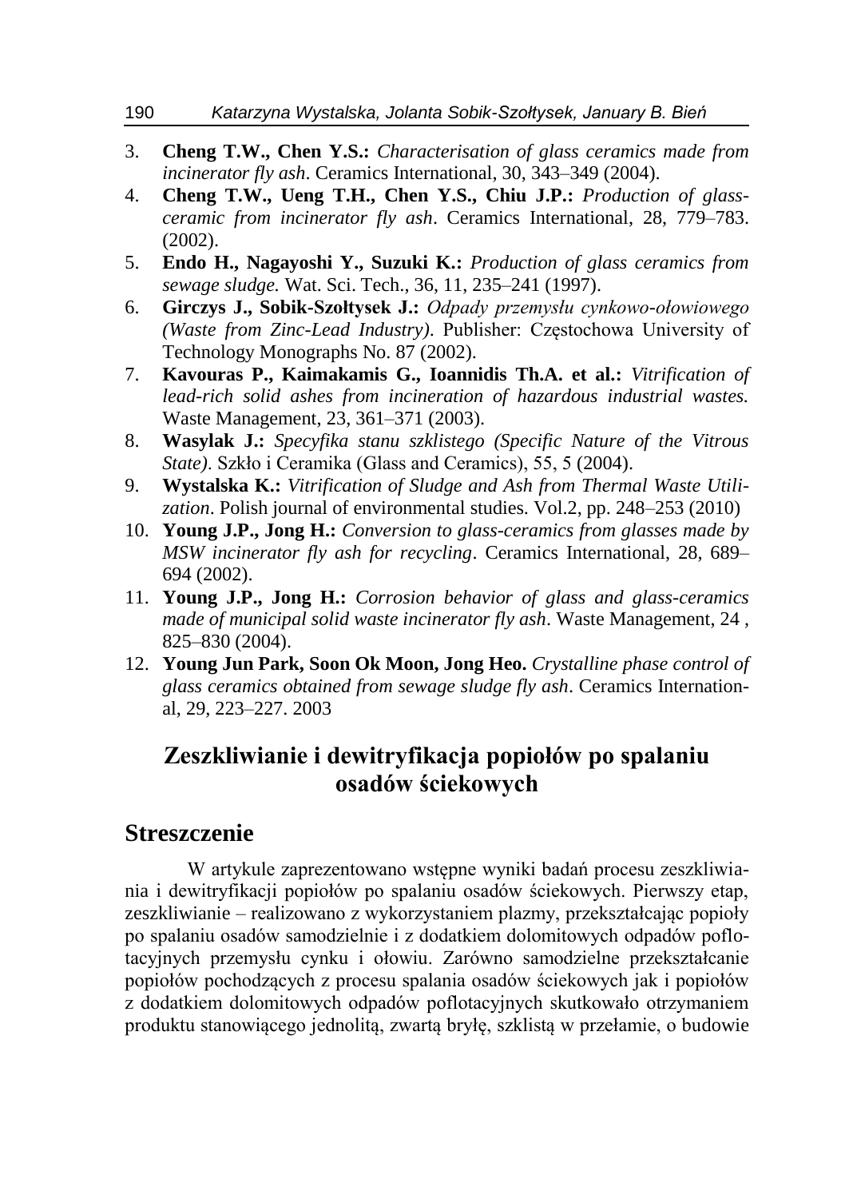3. **Cheng T.W., Chen Y.S.:** *Characterisation of glass ceramics made from incinerator fly ash*. Ceramics International, 30, 343–349 (2004).
4. **Cheng T.W., Ueng T.H., Chen Y.S., Chiu J.P.:** *Production of glass-ceramic from incinerator fly ash*. Ceramics International, 28, 779–783. (2002).
5. **Endo H., Nagayoshi Y., Suzuki K.:** *Production of glass ceramics from sewage sludge.* Wat. Sci. Tech., 36, 11, 235–241 (1997).
6. **Girczys J., Sobik-Szołtysek J.:** *Odpady przemysłu cynkowo-ołowiowego (Waste from Zinc-Lead Industry)*. Publisher: Częstochowa University of Technology Monographs No. 87 (2002).
7. **Kavouras P., Kaimakamis G., Ioannidis Th.A. et al.:** *Vitrification of lead-rich solid ashes from incineration of hazardous industrial wastes.* Waste Management, 23, 361–371 (2003).
8. **Wasylak J.:** *Specyfika stanu szklistego (Specific Nature of the Vitrous State)*. Szkło i Ceramika (Glass and Ceramics), 55, 5 (2004).
9. **Wystalska K.:** *Vitrification of Sludge and Ash from Thermal Waste Utilization*. Polish journal of environmental studies. Vol.2, pp. 248–253 (2010)
10. **Young J.P., Jong H.:** *Conversion to glass-ceramics from glasses made by MSW incinerator fly ash for recycling*. Ceramics International, 28, 689–694 (2002).
11. **Young J.P., Jong H.:** *Corrosion behavior of glass and glass-ceramics made of municipal solid waste incinerator fly ash*. Waste Management, 24 , 825–830 (2004).
12. **Young Jun Park, Soon Ok Moon, Jong Heo.** *Crystalline phase control of glass ceramics obtained from sewage sludge fly ash*. Ceramics International, 29, 223–227. 2003

# Zeszkliwianie i dewitryfikacja popiołów po spalaniu osadów ściekowych

## Streszczenie

W artykule zaprezentowano wstępne wyniki badań procesu zeszkliwiania i dewitryfikacji popiołów po spalaniu osadów ściekowych. Pierwszy etap, zeszkliwianie – realizowano z wykorzystaniem plazmy, przekształcając popioły po spalaniu osadów samodzielnie i z dodatkiem dolomitowych odpadów poflotacyjnych przemysłu cynku i ołowiu. Zarówno samodzielne przekształcanie popiołów pochodzących z procesu spalania osadów ściekowych jak i popiołów z dodatkiem dolomitowych odpadów poflotacyjnych skutkowało otrzymaniem produktu stanowiącego jednolitą, zwartą bryłę, szklistą w przełamie, o budowie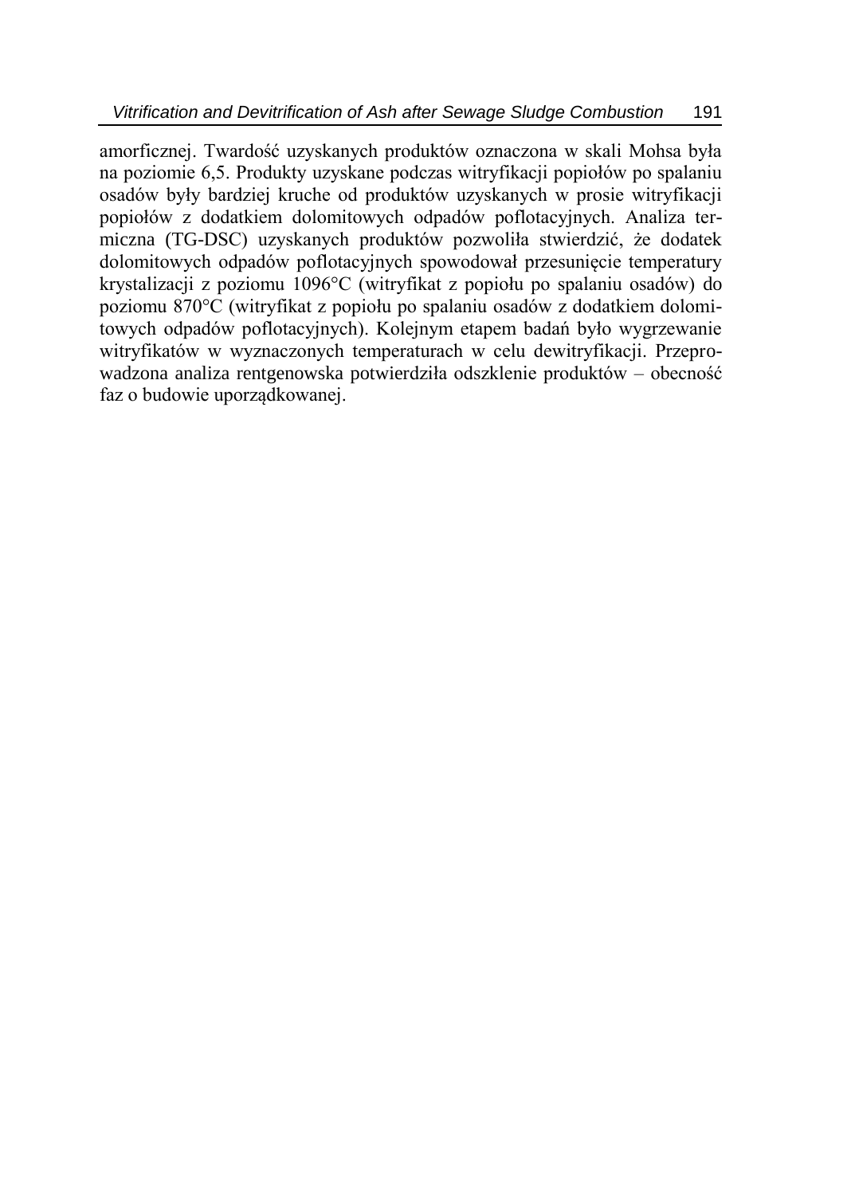amorficznej. Twardość uzyskanych produktów oznaczona w skali Mohsa była na poziomie 6,5. Produkty uzyskane podczas witryfikacji popiołów po spalaniu osadów były bardziej kruche od produktów uzyskanych w prosie witryfikacji popiołów z dodatkiem dolomitowych odpadów poflotacyjnych. Analiza termiczna (TG-DSC) uzyskanych produktów pozwoliła stwierdzić, że dodatek dolomitowych odpadów poflotacyjnych spowodował przesunięcie temperatury krystalizacji z poziomu 1096°C (witryfikat z popiołu po spalaniu osadów) do poziomu 870°C (witryfikat z popiołu po spalaniu osadów z dodatkiem dolomitowych odpadów poflotacyjnych). Kolejnym etapem badań było wygrzewanie witryfikatów w wyznaczonych temperaturach w celu dewitryfikacji. Przeprowadzona analiza rentgenowska potwierdziła odszklenie produktów – obecność faz o budowie uporządkowanej.